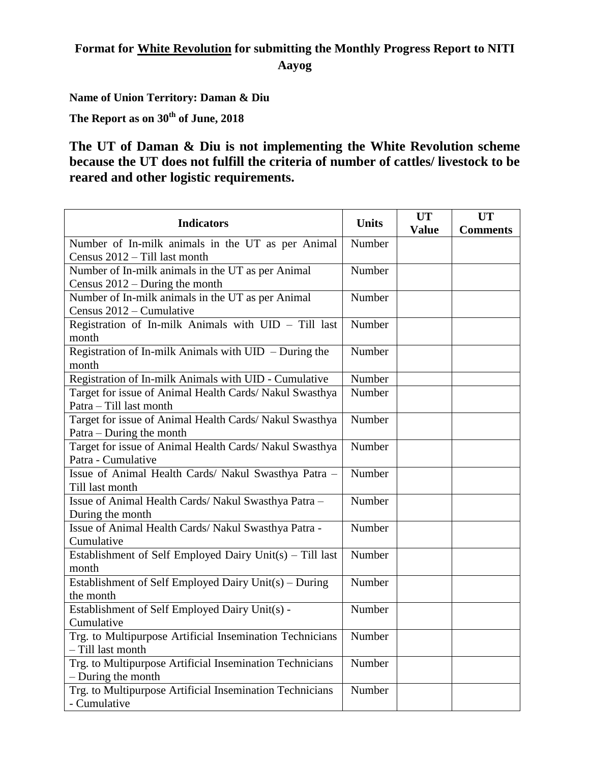# Format for White Revolution for submitting the Monthly Progress Report to NITI Aayog

**Name of Union Territory: Daman & Diu**

**The Report as on 30th of June, 2018**

## The UT of Daman & Diu is not implementing the White Revolution scheme because the UT does not fulfill the criteria of number of cattles/ livestock to be reared and other logistic requirements.

| Indicators | Units | UT Value | UT Comments |
|---|---|---|---|
| Number of In-milk animals in the UT as per Animal Census 2012 – Till last month | Number | | |
| Number of In-milk animals in the UT as per Animal Census 2012 – During the month | Number | | |
| Number of In-milk animals in the UT as per Animal Census 2012 – Cumulative | Number | | |
| Registration of In-milk Animals with UID – Till last month | Number | | |
| Registration of In-milk Animals with UID – During the month | Number | | |
| Registration of In-milk Animals with UID - Cumulative | Number | | |
| Target for issue of Animal Health Cards/ Nakul Swasthya Patra – Till last month | Number | | |
| Target for issue of Animal Health Cards/ Nakul Swasthya Patra – During the month | Number | | |
| Target for issue of Animal Health Cards/ Nakul Swasthya Patra - Cumulative | Number | | |
| Issue of Animal Health Cards/ Nakul Swasthya Patra – Till last month | Number | | |
| Issue of Animal Health Cards/ Nakul Swasthya Patra – During the month | Number | | |
| Issue of Animal Health Cards/ Nakul Swasthya Patra - Cumulative | Number | | |
| Establishment of Self Employed Dairy Unit(s) – Till last month | Number | | |
| Establishment of Self Employed Dairy Unit(s) – During the month | Number | | |
| Establishment of Self Employed Dairy Unit(s) - Cumulative | Number | | |
| Trg. to Multipurpose Artificial Insemination Technicians – Till last month | Number | | |
| Trg. to Multipurpose Artificial Insemination Technicians – During the month | Number | | |
| Trg. to Multipurpose Artificial Insemination Technicians - Cumulative | Number | | |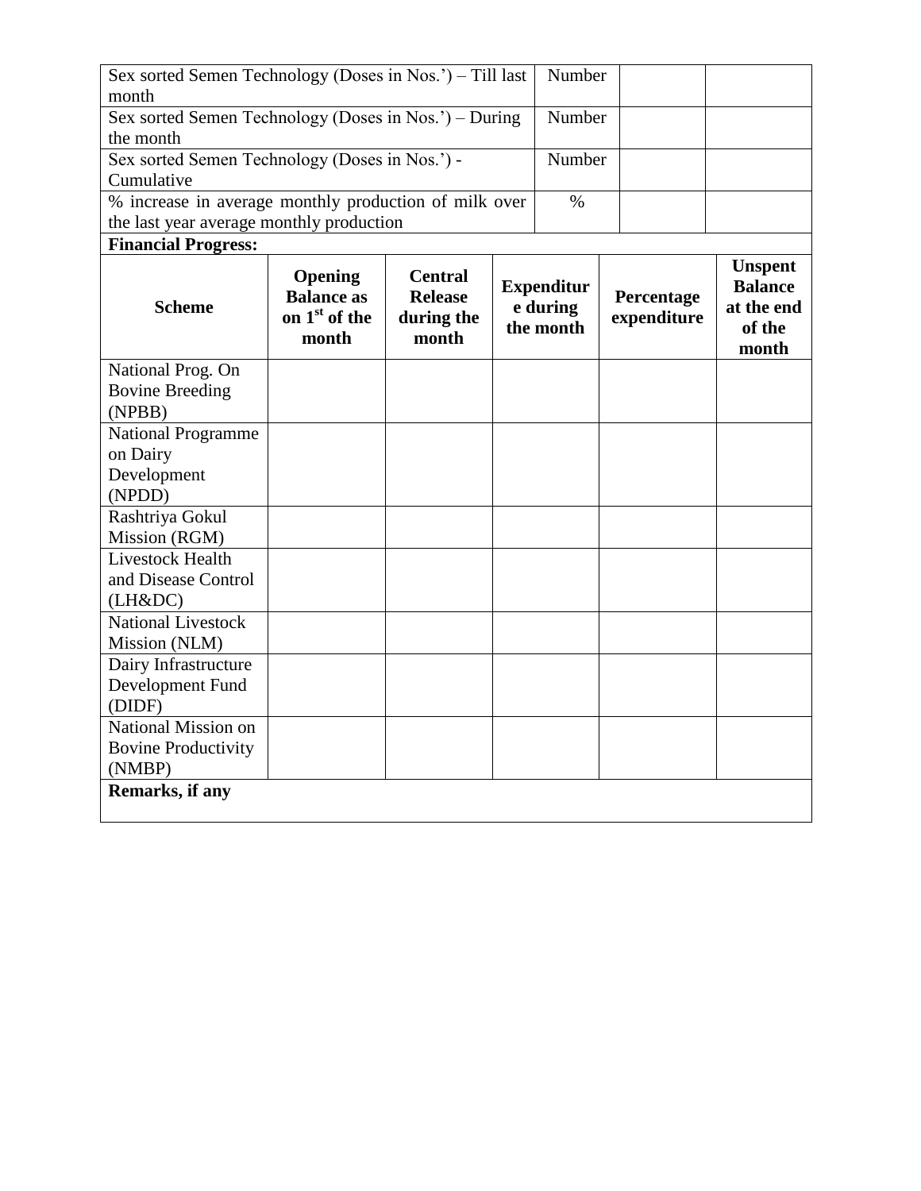| | | | |
|---|---|---|---|
| Sex sorted Semen Technology (Doses in Nos.') – Till last month | Number | | |
| Sex sorted Semen Technology (Doses in Nos.') – During the month | Number | | |
| Sex sorted Semen Technology (Doses in Nos.') - Cumulative | Number | | |
| % increase in average monthly production of milk over the last year average monthly production | % | | |

**Financial Progress:**

| Scheme | Opening Balance as on 1st of the month | Central Release during the month | Expenditure during the month | Percentage expenditure | Unspent Balance at the end of the month |
|---|---|---|---|---|---|
| National Prog. On Bovine Breeding (NPBB) | | | | | |
| National Programme on Dairy Development (NPDD) | | | | | |
| Rashtriya Gokul Mission (RGM) | | | | | |
| Livestock Health and Disease Control (LH&DC) | | | | | |
| National Livestock Mission (NLM) | | | | | |
| Dairy Infrastructure Development Fund (DIDF) | | | | | |
| National Mission on Bovine Productivity (NMBP) | | | | | |

**Remarks, if any**